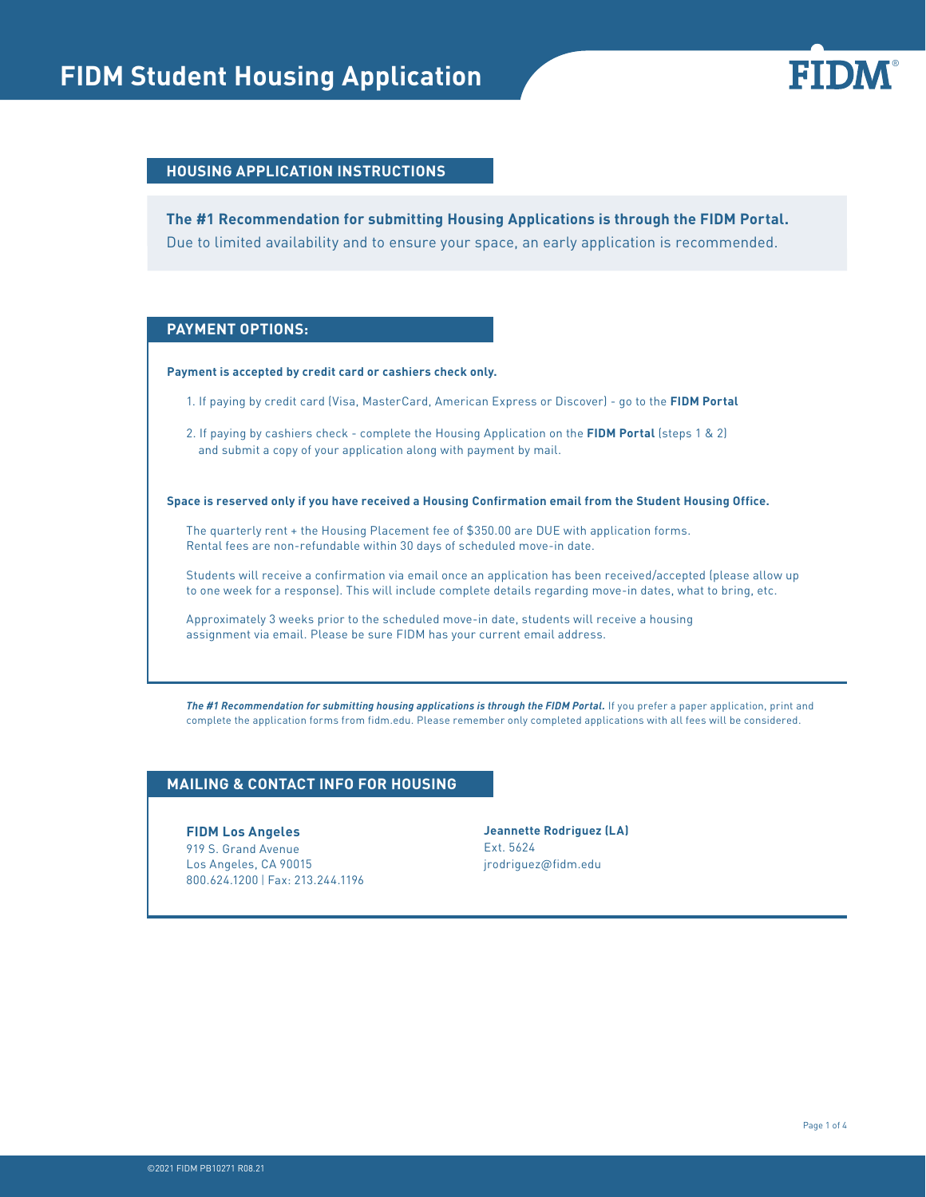# FIDM Student Housing Application

## HOUSING APPLICATION INSTRUCTIONS

**The #1 Recommendation for submitting Housing Applications is through the FIDM Portal.**
Due to limited availability and to ensure your space, an early application is recommended.

## PAYMENT OPTIONS:

**Payment is accepted by credit card or cashiers check only.**

1. If paying by credit card (Visa, MasterCard, American Express or Discover) - go to the **FIDM Portal**
2. If paying by cashiers check - complete the Housing Application on the **FIDM Portal** (steps 1 & 2) and submit a copy of your application along with payment by mail.

**Space is reserved only if you have received a Housing Confirmation email from the Student Housing Office.**

The quarterly rent + the Housing Placement fee of $350.00 are DUE with application forms.
Rental fees are non-refundable within 30 days of scheduled move-in date.

Students will receive a confirmation via email once an application has been received/accepted (please allow up to one week for a response). This will include complete details regarding move-in dates, what to bring, etc.

Approximately 3 weeks prior to the scheduled move-in date, students will receive a housing assignment via email. Please be sure FIDM has your current email address.

***The #1 Recommendation for submitting housing applications is through the FIDM Portal.*** If you prefer a paper application, print and complete the application forms from fidm.edu. Please remember only completed applications with all fees will be considered.

## MAILING & CONTACT INFO FOR HOUSING

**FIDM Los Angeles**
919 S. Grand Avenue
Los Angeles, CA 90015
800.624.1200 | Fax: 213.244.1196

**Jeannette Rodriguez (LA)**
Ext. 5624
jrodriguez@fidm.edu

©2021 FIDM PB10271 R08.21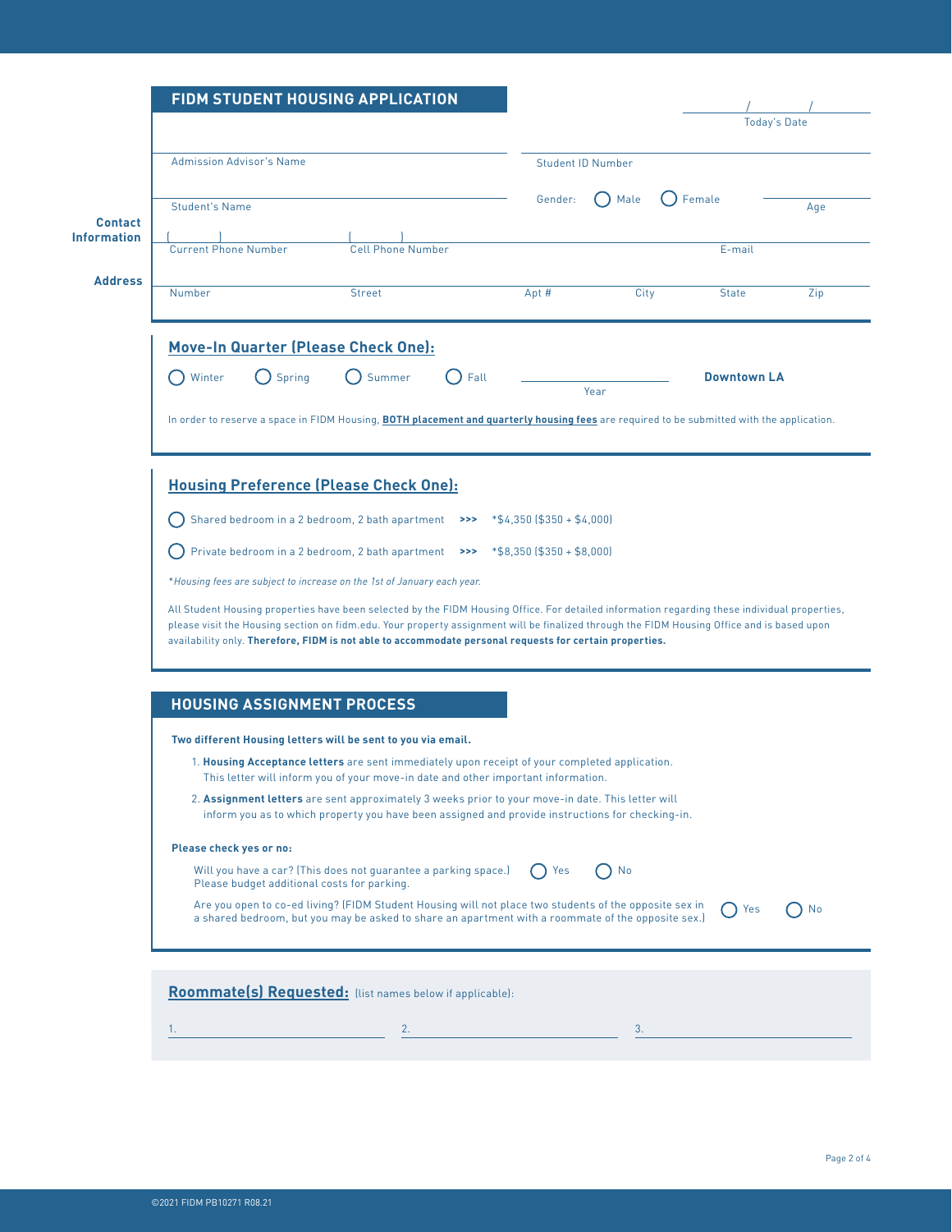# FIDM STUDENT HOUSING APPLICATION

/ / Today's Date

Admission Advisor's Name

Student ID Number

Student's Name

Gender: ◯ Male ◯ Female

Age

**Contact Information**

( ) Current Phone Number

( ) Cell Phone Number

E-mail

**Address**

Number | Street | Apt # | City | State | Zip

## Move-In Quarter (Please Check One):

◯ Winter ◯ Spring ◯ Summer ◯ Fall

Year

**Downtown LA**

In order to reserve a space in FIDM Housing, **BOTH placement and quarterly housing fees** are required to be submitted with the application.

## Housing Preference (Please Check One):

◯ Shared bedroom in a 2 bedroom, 2 bath apartment >>> *$4,350 ($350 + $4,000)

◯ Private bedroom in a 2 bedroom, 2 bath apartment >>> *$8,350 ($350 + $8,000)

*\*Housing fees are subject to increase on the 1st of January each year.*

All Student Housing properties have been selected by the FIDM Housing Office. For detailed information regarding these individual properties, please visit the Housing section on fidm.edu. Your property assignment will be finalized through the FIDM Housing Office and is based upon availability only. **Therefore, FIDM is not able to accommodate personal requests for certain properties.**

## HOUSING ASSIGNMENT PROCESS

**Two different Housing letters will be sent to you via email.**

1. **Housing Acceptance letters** are sent immediately upon receipt of your completed application. This letter will inform you of your move-in date and other important information.
2. **Assignment letters** are sent approximately 3 weeks prior to your move-in date. This letter will inform you as to which property you have been assigned and provide instructions for checking-in.

**Please check yes or no:**

Will you have a car? (This does not guarantee a parking space.) Please budget additional costs for parking. ◯ Yes ◯ No

Are you open to co-ed living? (FIDM Student Housing will not place two students of the opposite sex in a shared bedroom, but you may be asked to share an apartment with a roommate of the opposite sex.) ◯ Yes ◯ No

## Roommate(s) Requested: (list names below if applicable):

1. \_\_\_\_\_\_\_\_\_\_ 2. \_\_\_\_\_\_\_\_\_\_ 3. \_\_\_\_\_\_\_\_\_\_

©2021 FIDM PB10271 R08.21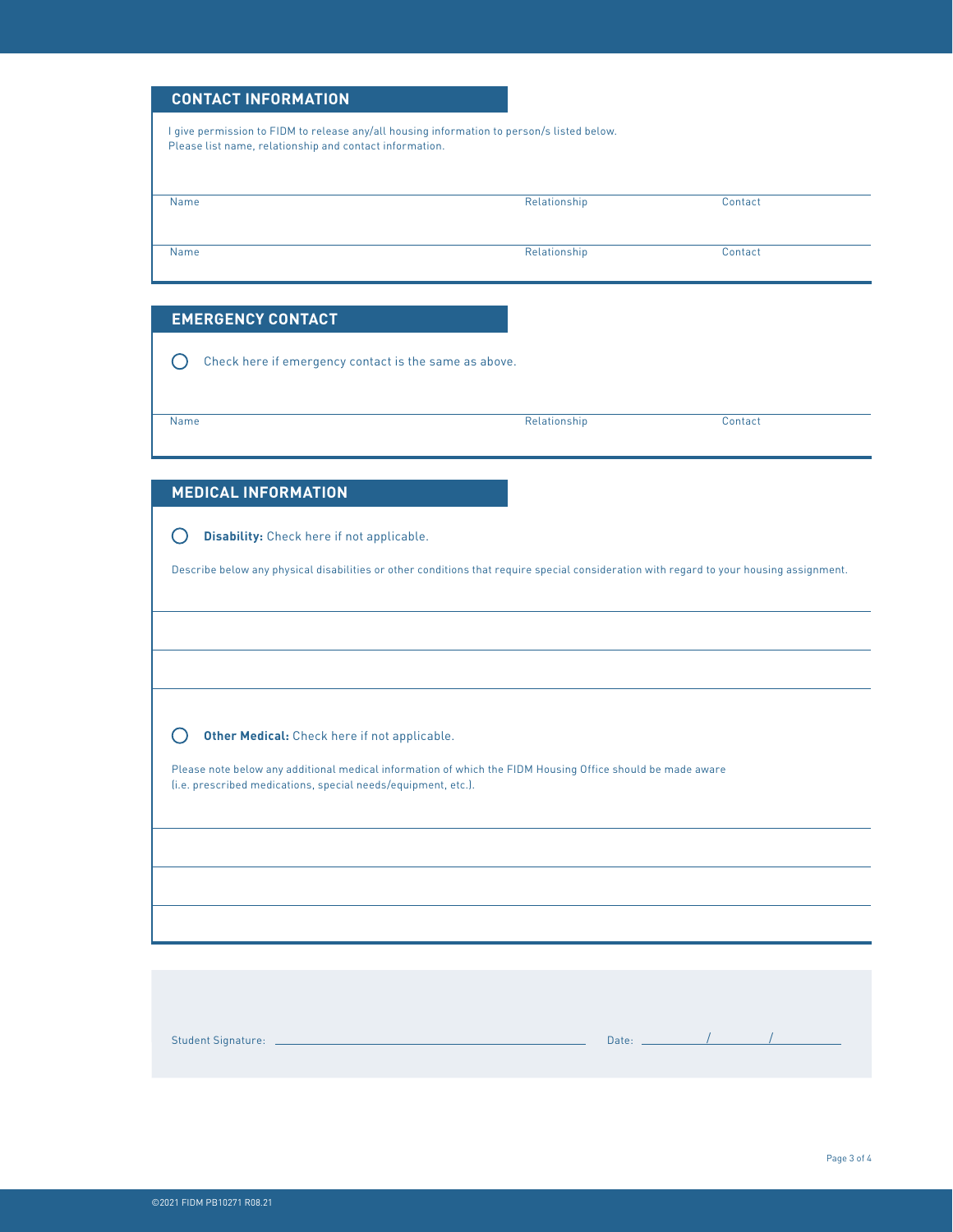## CONTACT INFORMATION

I give permission to FIDM to release any/all housing information to person/s listed below.
Please list name, relationship and contact information.

| Name | Relationship | Contact |
|---|---|---|
| | | |
| | | |

## EMERGENCY CONTACT

◯ Check here if emergency contact is the same as above.

| Name | Relationship | Contact |
|---|---|---|
| | | |

## MEDICAL INFORMATION

◯ **Disability:** Check here if not applicable.

Describe below any physical disabilities or other conditions that require special consideration with regard to your housing assignment.

\_\_\_\_\_\_\_\_\_\_\_\_\_\_\_\_\_\_\_\_\_\_\_\_\_\_\_\_\_\_\_\_\_\_\_\_\_\_\_\_

\_\_\_\_\_\_\_\_\_\_\_\_\_\_\_\_\_\_\_\_\_\_\_\_\_\_\_\_\_\_\_\_\_\_\_\_\_\_\_\_

\_\_\_\_\_\_\_\_\_\_\_\_\_\_\_\_\_\_\_\_\_\_\_\_\_\_\_\_\_\_\_\_\_\_\_\_\_\_\_\_

◯ **Other Medical:** Check here if not applicable.

Please note below any additional medical information of which the FIDM Housing Office should be made aware (i.e. prescribed medications, special needs/equipment, etc.).

\_\_\_\_\_\_\_\_\_\_\_\_\_\_\_\_\_\_\_\_\_\_\_\_\_\_\_\_\_\_\_\_\_\_\_\_\_\_\_\_

\_\_\_\_\_\_\_\_\_\_\_\_\_\_\_\_\_\_\_\_\_\_\_\_\_\_\_\_\_\_\_\_\_\_\_\_\_\_\_\_

\_\_\_\_\_\_\_\_\_\_\_\_\_\_\_\_\_\_\_\_\_\_\_\_\_\_\_\_\_\_\_\_\_\_\_\_\_\_\_\_

Student Signature: \_\_\_\_\_\_\_\_\_\_\_\_\_\_\_\_\_\_\_\_\_\_\_\_\_\_\_\_ Date: \_\_\_\_\_\_/\_\_\_\_\_\_/\_\_\_\_\_\_

©2021 FIDM PB10271 R08.21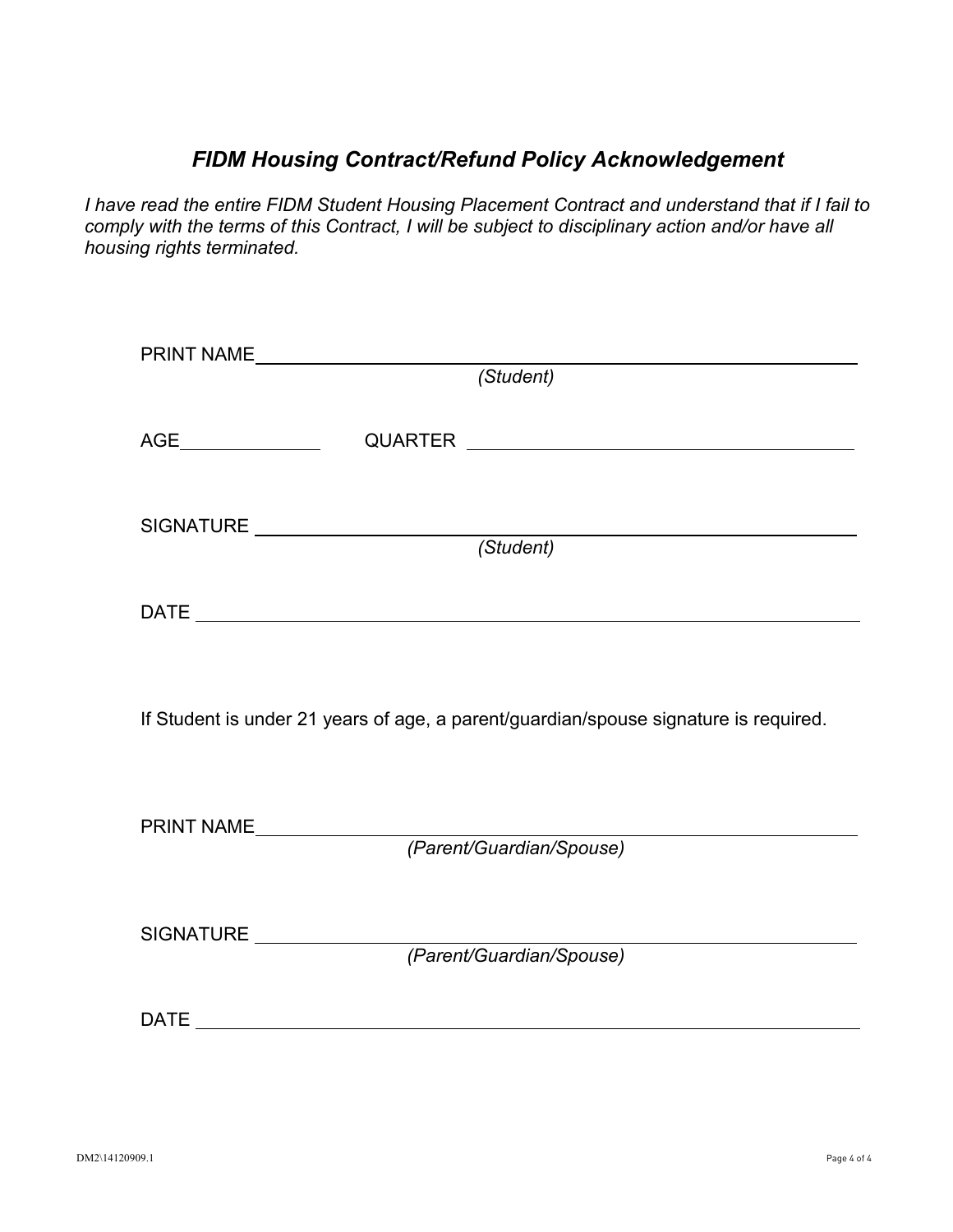## *FIDM Housing Contract/Refund Policy Acknowledgement*

*I have read the entire FIDM Student Housing Placement Contract and understand that if I fail to comply with the terms of this Contract, I will be subject to disciplinary action and/or have all housing rights terminated.*

PRINT NAME\_\_\_\_\_\_\_\_\_\_\_\_\_\_\_\_\_\_\_\_\_\_\_\_\_\_\_\_\_\_\_\_\_\_\_\_\_\_\_\_\_\_\_\_\_\_\_\_\_\_\_\_
*(Student)*

AGE\_\_\_\_\_\_\_\_\_\_\_\_\_\_ QUARTER \_\_\_\_\_\_\_\_\_\_\_\_\_\_\_\_\_\_\_\_\_\_\_\_\_\_\_\_\_\_\_\_\_\_\_\_\_\_\_

SIGNATURE \_\_\_\_\_\_\_\_\_\_\_\_\_\_\_\_\_\_\_\_\_\_\_\_\_\_\_\_\_\_\_\_\_\_\_\_\_\_\_\_\_\_\_\_\_\_\_\_\_\_\_\_
*(Student)*

DATE \_\_\_\_\_\_\_\_\_\_\_\_\_\_\_\_\_\_\_\_\_\_\_\_\_\_\_\_\_\_\_\_\_\_\_\_\_\_\_\_\_\_\_\_\_\_\_\_\_\_\_\_\_\_\_\_\_\_\_

If Student is under 21 years of age, a parent/guardian/spouse signature is required.

PRINT NAME\_\_\_\_\_\_\_\_\_\_\_\_\_\_\_\_\_\_\_\_\_\_\_\_\_\_\_\_\_\_\_\_\_\_\_\_\_\_\_\_\_\_\_\_\_\_\_\_\_\_\_\_
*(Parent/Guardian/Spouse)*

SIGNATURE \_\_\_\_\_\_\_\_\_\_\_\_\_\_\_\_\_\_\_\_\_\_\_\_\_\_\_\_\_\_\_\_\_\_\_\_\_\_\_\_\_\_\_\_\_\_\_\_\_\_\_\_
*(Parent/Guardian/Spouse)*

DATE \_\_\_\_\_\_\_\_\_\_\_\_\_\_\_\_\_\_\_\_\_\_\_\_\_\_\_\_\_\_\_\_\_\_\_\_\_\_\_\_\_\_\_\_\_\_\_\_\_\_\_\_\_\_\_\_\_\_\_

DM2\14120909.1